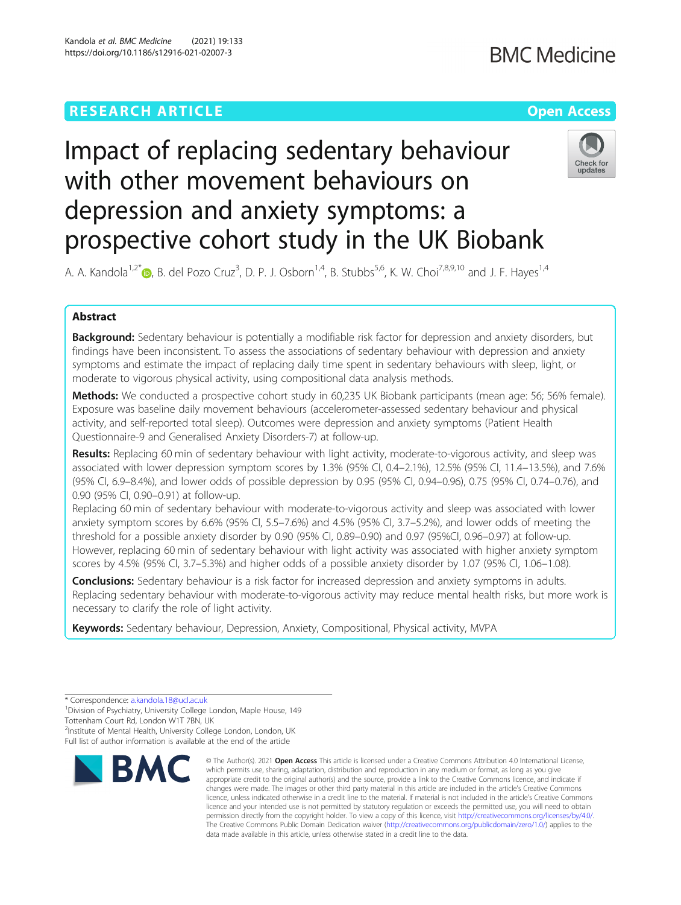RESEARCH ARTICLE

Open Access

# Impact of replacing sedentary behaviour with other movement behaviours on depression and anxiety symptoms: a prospective cohort study in the UK Biobank

A. A. Kandola[1,2*], B. del Pozo Cruz[3], D. P. J. Osborn[1,4], B. Stubbs[5,6], K. W. Choi[7,8,9,10] and J. F. Hayes[1,4]

## Abstract

**Background:** Sedentary behaviour is potentially a modifiable risk factor for depression and anxiety disorders, but findings have been inconsistent. To assess the associations of sedentary behaviour with depression and anxiety symptoms and estimate the impact of replacing daily time spent in sedentary behaviours with sleep, light, or moderate to vigorous physical activity, using compositional data analysis methods.

**Methods:** We conducted a prospective cohort study in 60,235 UK Biobank participants (mean age: 56; 56% female). Exposure was baseline daily movement behaviours (accelerometer-assessed sedentary behaviour and physical activity, and self-reported total sleep). Outcomes were depression and anxiety symptoms (Patient Health Questionnaire-9 and Generalised Anxiety Disorders-7) at follow-up.

**Results:** Replacing 60 min of sedentary behaviour with light activity, moderate-to-vigorous activity, and sleep was associated with lower depression symptom scores by 1.3% (95% CI, 0.4–2.1%), 12.5% (95% CI, 11.4–13.5%), and 7.6% (95% CI, 6.9–8.4%), and lower odds of possible depression by 0.95 (95% CI, 0.94–0.96), 0.75 (95% CI, 0.74–0.76), and 0.90 (95% CI, 0.90–0.91) at follow-up.

Replacing 60 min of sedentary behaviour with moderate-to-vigorous activity and sleep was associated with lower anxiety symptom scores by 6.6% (95% CI, 5.5–7.6%) and 4.5% (95% CI, 3.7–5.2%), and lower odds of meeting the threshold for a possible anxiety disorder by 0.90 (95% CI, 0.89–0.90) and 0.97 (95%CI, 0.96–0.97) at follow-up. However, replacing 60 min of sedentary behaviour with light activity was associated with higher anxiety symptom scores by 4.5% (95% CI, 3.7–5.3%) and higher odds of a possible anxiety disorder by 1.07 (95% CI, 1.06–1.08).

**Conclusions:** Sedentary behaviour is a risk factor for increased depression and anxiety symptoms in adults. Replacing sedentary behaviour with moderate-to-vigorous activity may reduce mental health risks, but more work is necessary to clarify the role of light activity.

**Keywords:** Sedentary behaviour, Depression, Anxiety, Compositional, Physical activity, MVPA

* Correspondence: a.kandola.18@ucl.ac.uk
[1]Division of Psychiatry, University College London, Maple House, 149 Tottenham Court Rd, London W1T 7BN, UK
[2]Institute of Mental Health, University College London, London, UK
Full list of author information is available at the end of the article

© The Author(s). 2021 **Open Access** This article is licensed under a Creative Commons Attribution 4.0 International License, which permits use, sharing, adaptation, distribution and reproduction in any medium or format, as long as you give appropriate credit to the original author(s) and the source, provide a link to the Creative Commons licence, and indicate if changes were made. The images or other third party material in this article are included in the article's Creative Commons licence, unless indicated otherwise in a credit line to the material. If material is not included in the article's Creative Commons licence and your intended use is not permitted by statutory regulation or exceeds the permitted use, you will need to obtain permission directly from the copyright holder. To view a copy of this licence, visit http://creativecommons.org/licenses/by/4.0/. The Creative Commons Public Domain Dedication waiver (http://creativecommons.org/publicdomain/zero/1.0/) applies to the data made available in this article, unless otherwise stated in a credit line to the data.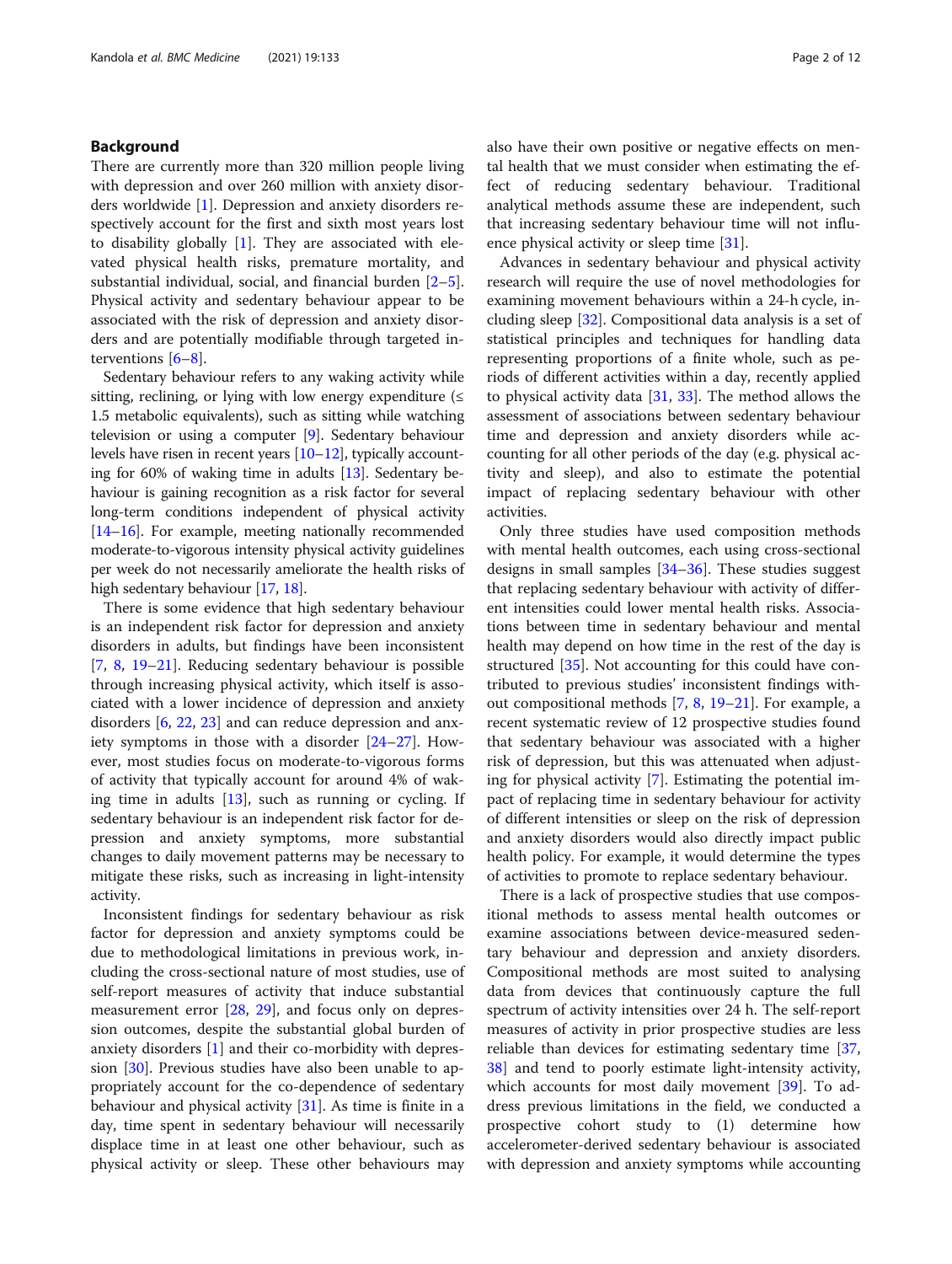## Background

There are currently more than 320 million people living with depression and over 260 million with anxiety disorders worldwide [1]. Depression and anxiety disorders respectively account for the first and sixth most years lost to disability globally [1]. They are associated with elevated physical health risks, premature mortality, and substantial individual, social, and financial burden [2–5]. Physical activity and sedentary behaviour appear to be associated with the risk of depression and anxiety disorders and are potentially modifiable through targeted interventions [6–8].

Sedentary behaviour refers to any waking activity while sitting, reclining, or lying with low energy expenditure (≤ 1.5 metabolic equivalents), such as sitting while watching television or using a computer [9]. Sedentary behaviour levels have risen in recent years [10–12], typically accounting for 60% of waking time in adults [13]. Sedentary behaviour is gaining recognition as a risk factor for several long-term conditions independent of physical activity [14–16]. For example, meeting nationally recommended moderate-to-vigorous intensity physical activity guidelines per week do not necessarily ameliorate the health risks of high sedentary behaviour [17, 18].

There is some evidence that high sedentary behaviour is an independent risk factor for depression and anxiety disorders in adults, but findings have been inconsistent [7, 8, 19–21]. Reducing sedentary behaviour is possible through increasing physical activity, which itself is associated with a lower incidence of depression and anxiety disorders [6, 22, 23] and can reduce depression and anxiety symptoms in those with a disorder [24–27]. However, most studies focus on moderate-to-vigorous forms of activity that typically account for around 4% of waking time in adults [13], such as running or cycling. If sedentary behaviour is an independent risk factor for depression and anxiety symptoms, more substantial changes to daily movement patterns may be necessary to mitigate these risks, such as increasing in light-intensity activity.

Inconsistent findings for sedentary behaviour as risk factor for depression and anxiety symptoms could be due to methodological limitations in previous work, including the cross-sectional nature of most studies, use of self-report measures of activity that induce substantial measurement error [28, 29], and focus only on depression outcomes, despite the substantial global burden of anxiety disorders [1] and their co-morbidity with depression [30]. Previous studies have also been unable to appropriately account for the co-dependence of sedentary behaviour and physical activity [31]. As time is finite in a day, time spent in sedentary behaviour will necessarily displace time in at least one other behaviour, such as physical activity or sleep. These other behaviours may also have their own positive or negative effects on mental health that we must consider when estimating the effect of reducing sedentary behaviour. Traditional analytical methods assume these are independent, such that increasing sedentary behaviour time will not influence physical activity or sleep time [31].

Advances in sedentary behaviour and physical activity research will require the use of novel methodologies for examining movement behaviours within a 24-h cycle, including sleep [32]. Compositional data analysis is a set of statistical principles and techniques for handling data representing proportions of a finite whole, such as periods of different activities within a day, recently applied to physical activity data [31, 33]. The method allows the assessment of associations between sedentary behaviour time and depression and anxiety disorders while accounting for all other periods of the day (e.g. physical activity and sleep), and also to estimate the potential impact of replacing sedentary behaviour with other activities.

Only three studies have used composition methods with mental health outcomes, each using cross-sectional designs in small samples [34–36]. These studies suggest that replacing sedentary behaviour with activity of different intensities could lower mental health risks. Associations between time in sedentary behaviour and mental health may depend on how time in the rest of the day is structured [35]. Not accounting for this could have contributed to previous studies' inconsistent findings without compositional methods [7, 8, 19–21]. For example, a recent systematic review of 12 prospective studies found that sedentary behaviour was associated with a higher risk of depression, but this was attenuated when adjusting for physical activity [7]. Estimating the potential impact of replacing time in sedentary behaviour for activity of different intensities or sleep on the risk of depression and anxiety disorders would also directly impact public health policy. For example, it would determine the types of activities to promote to replace sedentary behaviour.

There is a lack of prospective studies that use compositional methods to assess mental health outcomes or examine associations between device-measured sedentary behaviour and depression and anxiety disorders. Compositional methods are most suited to analysing data from devices that continuously capture the full spectrum of activity intensities over 24 h. The self-report measures of activity in prior prospective studies are less reliable than devices for estimating sedentary time [37, 38] and tend to poorly estimate light-intensity activity, which accounts for most daily movement [39]. To address previous limitations in the field, we conducted a prospective cohort study to (1) determine how accelerometer-derived sedentary behaviour is associated with depression and anxiety symptoms while accounting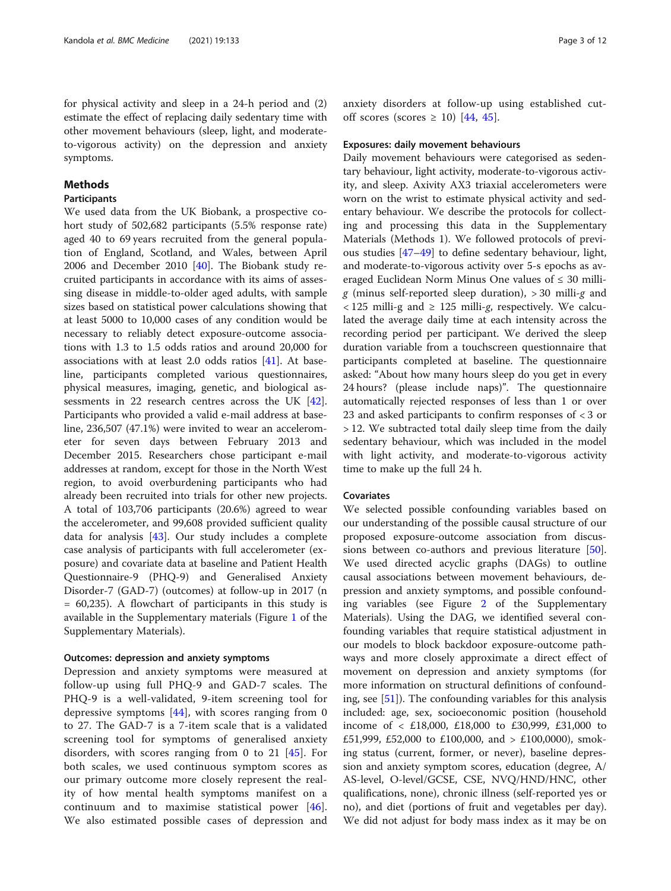for physical activity and sleep in a 24-h period and (2) estimate the effect of replacing daily sedentary time with other movement behaviours (sleep, light, and moderate-to-vigorous activity) on the depression and anxiety symptoms.

## Methods

### Participants

We used data from the UK Biobank, a prospective cohort study of 502,682 participants (5.5% response rate) aged 40 to 69 years recruited from the general population of England, Scotland, and Wales, between April 2006 and December 2010 [40]. The Biobank study recruited participants in accordance with its aims of assessing disease in middle-to-older aged adults, with sample sizes based on statistical power calculations showing that at least 5000 to 10,000 cases of any condition would be necessary to reliably detect exposure-outcome associations with 1.3 to 1.5 odds ratios and around 20,000 for associations with at least 2.0 odds ratios [41]. At baseline, participants completed various questionnaires, physical measures, imaging, genetic, and biological assessments in 22 research centres across the UK [42]. Participants who provided a valid e-mail address at baseline, 236,507 (47.1%) were invited to wear an accelerometer for seven days between February 2013 and December 2015. Researchers chose participant e-mail addresses at random, except for those in the North West region, to avoid overburdening participants who had already been recruited into trials for other new projects. A total of 103,706 participants (20.6%) agreed to wear the accelerometer, and 99,608 provided sufficient quality data for analysis [43]. Our study includes a complete case analysis of participants with full accelerometer (exposure) and covariate data at baseline and Patient Health Questionnaire-9 (PHQ-9) and Generalised Anxiety Disorder-7 (GAD-7) (outcomes) at follow-up in 2017 (n = 60,235). A flowchart of participants in this study is available in the Supplementary materials (Figure 1 of the Supplementary Materials).

#### Outcomes: depression and anxiety symptoms

Depression and anxiety symptoms were measured at follow-up using full PHQ-9 and GAD-7 scales. The PHQ-9 is a well-validated, 9-item screening tool for depressive symptoms [44], with scores ranging from 0 to 27. The GAD-7 is a 7-item scale that is a validated screening tool for symptoms of generalised anxiety disorders, with scores ranging from 0 to 21 [45]. For both scales, we used continuous symptom scores as our primary outcome more closely represent the reality of how mental health symptoms manifest on a continuum and to maximise statistical power [46]. We also estimated possible cases of depression and anxiety disorders at follow-up using established cut-off scores (scores ≥ 10) [44, 45].

#### Exposures: daily movement behaviours

Daily movement behaviours were categorised as sedentary behaviour, light activity, moderate-to-vigorous activity, and sleep. Axivity AX3 triaxial accelerometers were worn on the wrist to estimate physical activity and sedentary behaviour. We describe the protocols for collecting and processing this data in the Supplementary Materials (Methods 1). We followed protocols of previous studies [47–49] to define sedentary behaviour, light, and moderate-to-vigorous activity over 5-s epochs as averaged Euclidean Norm Minus One values of ≤ 30 milli-*g* (minus self-reported sleep duration), > 30 milli-*g* and < 125 milli-g and ≥ 125 milli-*g*, respectively. We calculated the average daily time at each intensity across the recording period per participant. We derived the sleep duration variable from a touchscreen questionnaire that participants completed at baseline. The questionnaire asked: "About how many hours sleep do you get in every 24 hours? (please include naps)". The questionnaire automatically rejected responses of less than 1 or over 23 and asked participants to confirm responses of < 3 or > 12. We subtracted total daily sleep time from the daily sedentary behaviour, which was included in the model with light activity, and moderate-to-vigorous activity time to make up the full 24 h.

#### Covariates

We selected possible confounding variables based on our understanding of the possible causal structure of our proposed exposure-outcome association from discussions between co-authors and previous literature [50]. We used directed acyclic graphs (DAGs) to outline causal associations between movement behaviours, depression and anxiety symptoms, and possible confounding variables (see Figure 2 of the Supplementary Materials). Using the DAG, we identified several confounding variables that require statistical adjustment in our models to block backdoor exposure-outcome pathways and more closely approximate a direct effect of movement on depression and anxiety symptoms (for more information on structural definitions of confounding, see [51]). The confounding variables for this analysis included: age, sex, socioeconomic position (household income of < £18,000, £18,000 to £30,999, £31,000 to £51,999, £52,000 to £100,000, and > £100,0000), smoking status (current, former, or never), baseline depression and anxiety symptom scores, education (degree, A/AS-level, O-level/GCSE, CSE, NVQ/HND/HNC, other qualifications, none), chronic illness (self-reported yes or no), and diet (portions of fruit and vegetables per day). We did not adjust for body mass index as it may be on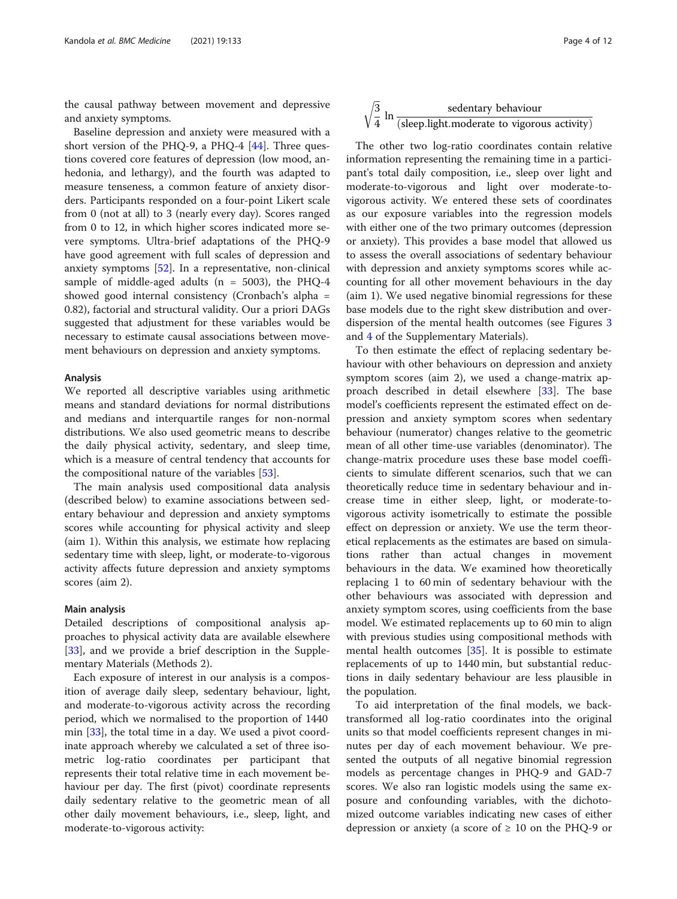the causal pathway between movement and depressive and anxiety symptoms.

Baseline depression and anxiety were measured with a short version of the PHQ-9, a PHQ-4 [44]. Three questions covered core features of depression (low mood, anhedonia, and lethargy), and the fourth was adapted to measure tenseness, a common feature of anxiety disorders. Participants responded on a four-point Likert scale from 0 (not at all) to 3 (nearly every day). Scores ranged from 0 to 12, in which higher scores indicated more severe symptoms. Ultra-brief adaptations of the PHQ-9 have good agreement with full scales of depression and anxiety symptoms [52]. In a representative, non-clinical sample of middle-aged adults (n = 5003), the PHQ-4 showed good internal consistency (Cronbach's alpha = 0.82), factorial and structural validity. Our a priori DAGs suggested that adjustment for these variables would be necessary to estimate causal associations between movement behaviours on depression and anxiety symptoms.

### Analysis

We reported all descriptive variables using arithmetic means and standard deviations for normal distributions and medians and interquartile ranges for non-normal distributions. We also used geometric means to describe the daily physical activity, sedentary, and sleep time, which is a measure of central tendency that accounts for the compositional nature of the variables [53].

The main analysis used compositional data analysis (described below) to examine associations between sedentary behaviour and depression and anxiety symptoms scores while accounting for physical activity and sleep (aim 1). Within this analysis, we estimate how replacing sedentary time with sleep, light, or moderate-to-vigorous activity affects future depression and anxiety symptoms scores (aim 2).

### Main analysis

Detailed descriptions of compositional analysis approaches to physical activity data are available elsewhere [33], and we provide a brief description in the Supplementary Materials (Methods 2).

Each exposure of interest in our analysis is a composition of average daily sleep, sedentary behaviour, light, and moderate-to-vigorous activity across the recording period, which we normalised to the proportion of 1440 min [33], the total time in a day. We used a pivot coordinate approach whereby we calculated a set of three isometric log-ratio coordinates per participant that represents their total relative time in each movement behaviour per day. The first (pivot) coordinate represents daily sedentary relative to the geometric mean of all other daily movement behaviours, i.e., sleep, light, and moderate-to-vigorous activity:

$$\sqrt{\frac{3}{4}}\ \ln \frac{\text{sedentary behaviour}}{(\text{sleep.light.moderate to vigorous activity})}$$

The other two log-ratio coordinates contain relative information representing the remaining time in a participant's total daily composition, i.e., sleep over light and moderate-to-vigorous and light over moderate-to-vigorous activity. We entered these sets of coordinates as our exposure variables into the regression models with either one of the two primary outcomes (depression or anxiety). This provides a base model that allowed us to assess the overall associations of sedentary behaviour with depression and anxiety symptoms scores while accounting for all other movement behaviours in the day (aim 1). We used negative binomial regressions for these base models due to the right skew distribution and overdispersion of the mental health outcomes (see Figures 3 and 4 of the Supplementary Materials).

To then estimate the effect of replacing sedentary behaviour with other behaviours on depression and anxiety symptom scores (aim 2), we used a change-matrix approach described in detail elsewhere [33]. The base model's coefficients represent the estimated effect on depression and anxiety symptom scores when sedentary behaviour (numerator) changes relative to the geometric mean of all other time-use variables (denominator). The change-matrix procedure uses these base model coefficients to simulate different scenarios, such that we can theoretically reduce time in sedentary behaviour and increase time in either sleep, light, or moderate-to-vigorous activity isometrically to estimate the possible effect on depression or anxiety. We use the term theoretical replacements as the estimates are based on simulations rather than actual changes in movement behaviours in the data. We examined how theoretically replacing 1 to 60 min of sedentary behaviour with the other behaviours was associated with depression and anxiety symptom scores, using coefficients from the base model. We estimated replacements up to 60 min to align with previous studies using compositional methods with mental health outcomes [35]. It is possible to estimate replacements of up to 1440 min, but substantial reductions in daily sedentary behaviour are less plausible in the population.

To aid interpretation of the final models, we back-transformed all log-ratio coordinates into the original units so that model coefficients represent changes in minutes per day of each movement behaviour. We presented the outputs of all negative binomial regression models as percentage changes in PHQ-9 and GAD-7 scores. We also ran logistic models using the same exposure and confounding variables, with the dichotomized outcome variables indicating new cases of either depression or anxiety (a score of ≥ 10 on the PHQ-9 or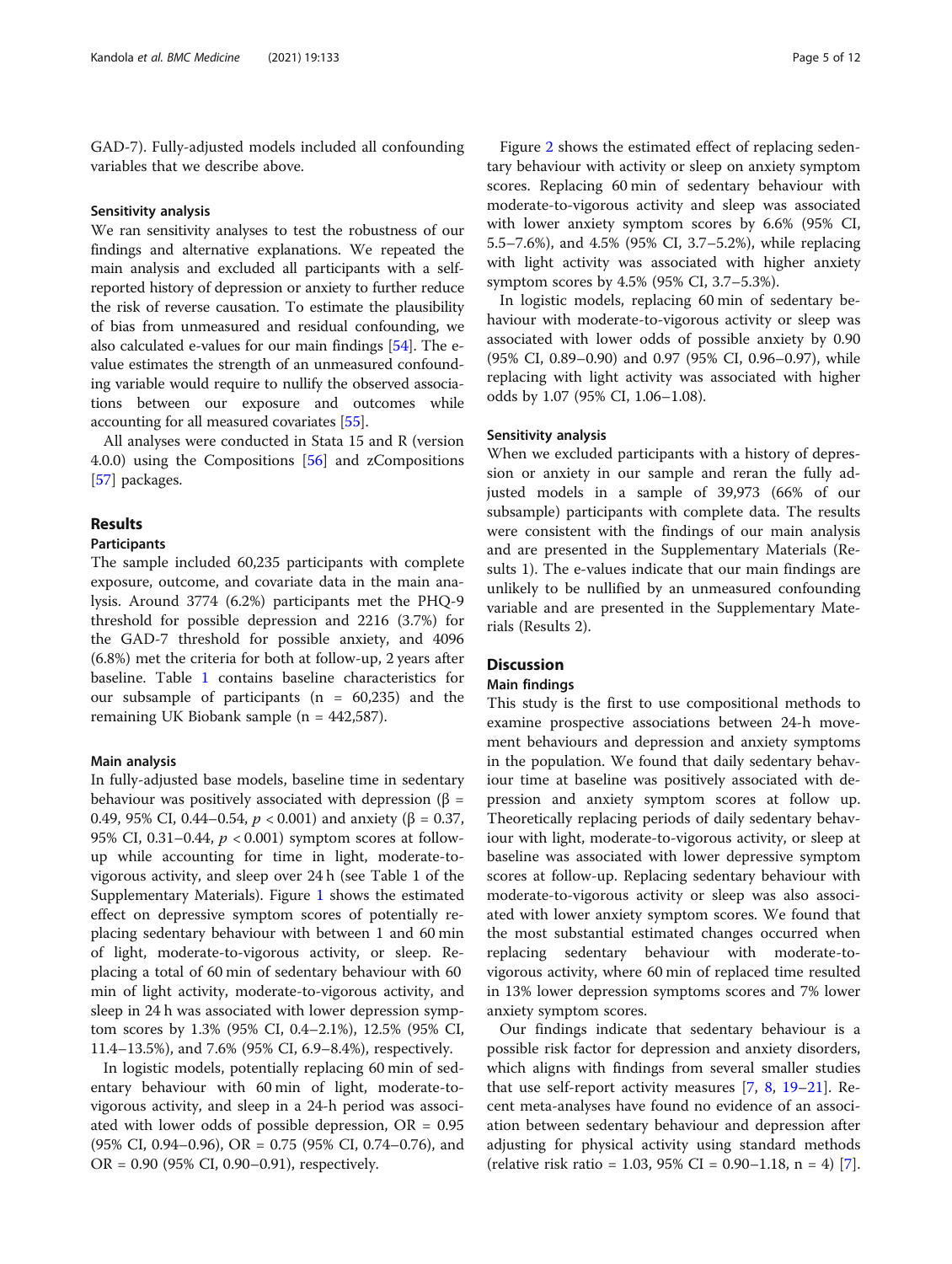GAD-7). Fully-adjusted models included all confounding variables that we describe above.

### Sensitivity analysis

We ran sensitivity analyses to test the robustness of our findings and alternative explanations. We repeated the main analysis and excluded all participants with a self-reported history of depression or anxiety to further reduce the risk of reverse causation. To estimate the plausibility of bias from unmeasured and residual confounding, we also calculated e-values for our main findings [54]. The e-value estimates the strength of an unmeasured confounding variable would require to nullify the observed associations between our exposure and outcomes while accounting for all measured covariates [55].

All analyses were conducted in Stata 15 and R (version 4.0.0) using the Compositions [56] and zCompositions [57] packages.

## Results

### Participants

The sample included 60,235 participants with complete exposure, outcome, and covariate data in the main analysis. Around 3774 (6.2%) participants met the PHQ-9 threshold for possible depression and 2216 (3.7%) for the GAD-7 threshold for possible anxiety, and 4096 (6.8%) met the criteria for both at follow-up, 2 years after baseline. Table 1 contains baseline characteristics for our subsample of participants (n = 60,235) and the remaining UK Biobank sample (n = 442,587).

### Main analysis

In fully-adjusted base models, baseline time in sedentary behaviour was positively associated with depression (β = 0.49, 95% CI, 0.44–0.54, $p < 0.001$) and anxiety (β = 0.37, 95% CI, 0.31–0.44, $p < 0.001$) symptom scores at follow-up while accounting for time in light, moderate-to-vigorous activity, and sleep over 24 h (see Table 1 of the Supplementary Materials). Figure 1 shows the estimated effect on depressive symptom scores of potentially replacing sedentary behaviour with between 1 and 60 min of light, moderate-to-vigorous activity, or sleep. Replacing a total of 60 min of sedentary behaviour with 60 min of light activity, moderate-to-vigorous activity, and sleep in 24 h was associated with lower depression symptom scores by 1.3% (95% CI, 0.4–2.1%), 12.5% (95% CI, 11.4–13.5%), and 7.6% (95% CI, 6.9–8.4%), respectively.

In logistic models, potentially replacing 60 min of sedentary behaviour with 60 min of light, moderate-to-vigorous activity, and sleep in a 24-h period was associated with lower odds of possible depression, OR = 0.95 (95% CI, 0.94–0.96), OR = 0.75 (95% CI, 0.74–0.76), and OR = 0.90 (95% CI, 0.90–0.91), respectively.

Figure 2 shows the estimated effect of replacing sedentary behaviour with activity or sleep on anxiety symptom scores. Replacing 60 min of sedentary behaviour with moderate-to-vigorous activity and sleep was associated with lower anxiety symptom scores by 6.6% (95% CI, 5.5–7.6%), and 4.5% (95% CI, 3.7–5.2%), while replacing with light activity was associated with higher anxiety symptom scores by 4.5% (95% CI, 3.7–5.3%).

In logistic models, replacing 60 min of sedentary behaviour with moderate-to-vigorous activity or sleep was associated with lower odds of possible anxiety by 0.90 (95% CI, 0.89–0.90) and 0.97 (95% CI, 0.96–0.97), while replacing with light activity was associated with higher odds by 1.07 (95% CI, 1.06–1.08).

### Sensitivity analysis

When we excluded participants with a history of depression or anxiety in our sample and reran the fully adjusted models in a sample of 39,973 (66% of our subsample) participants with complete data. The results were consistent with the findings of our main analysis and are presented in the Supplementary Materials (Results 1). The e-values indicate that our main findings are unlikely to be nullified by an unmeasured confounding variable and are presented in the Supplementary Materials (Results 2).

## Discussion

### Main findings

This study is the first to use compositional methods to examine prospective associations between 24-h movement behaviours and depression and anxiety symptoms in the population. We found that daily sedentary behaviour time at baseline was positively associated with depression and anxiety symptom scores at follow up. Theoretically replacing periods of daily sedentary behaviour with light, moderate-to-vigorous activity, or sleep at baseline was associated with lower depressive symptom scores at follow-up. Replacing sedentary behaviour with moderate-to-vigorous activity or sleep was also associated with lower anxiety symptom scores. We found that the most substantial estimated changes occurred when replacing sedentary behaviour with moderate-to-vigorous activity, where 60 min of replaced time resulted in 13% lower depression symptoms scores and 7% lower anxiety symptom scores.

Our findings indicate that sedentary behaviour is a possible risk factor for depression and anxiety disorders, which aligns with findings from several smaller studies that use self-report activity measures [7, 8, 19–21]. Recent meta-analyses have found no evidence of an association between sedentary behaviour and depression after adjusting for physical activity using standard methods (relative risk ratio = 1.03, 95% CI = 0.90–1.18, n = 4) [7].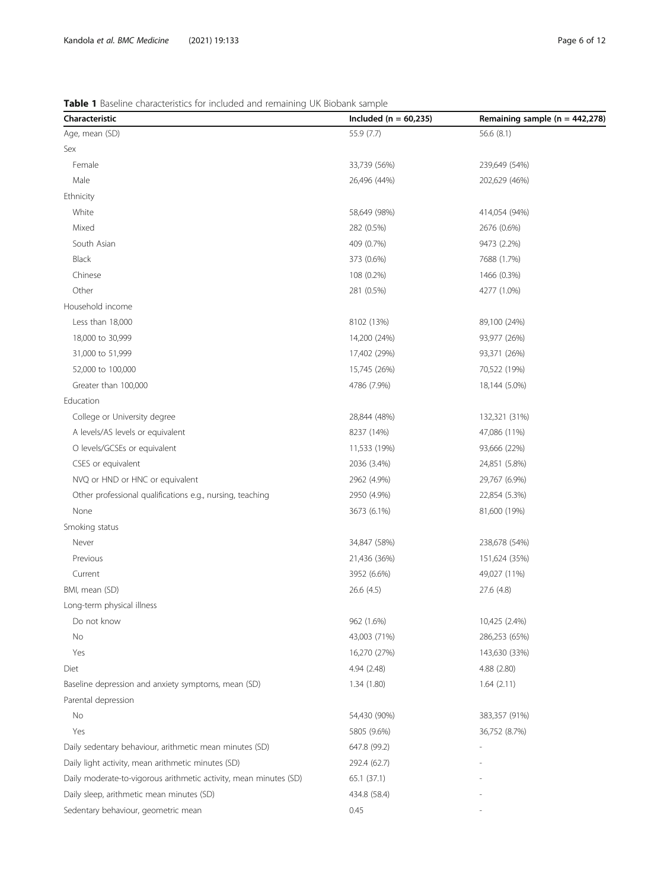**Table 1** Baseline characteristics for included and remaining UK Biobank sample

| Characteristic | Included (n = 60,235) | Remaining sample (n = 442,278) |
|---|---|---|
| Age, mean (SD) | 55.9 (7.7) | 56.6 (8.1) |
| Sex | | |
| Female | 33,739 (56%) | 239,649 (54%) |
| Male | 26,496 (44%) | 202,629 (46%) |
| Ethnicity | | |
| White | 58,649 (98%) | 414,054 (94%) |
| Mixed | 282 (0.5%) | 2676 (0.6%) |
| South Asian | 409 (0.7%) | 9473 (2.2%) |
| Black | 373 (0.6%) | 7688 (1.7%) |
| Chinese | 108 (0.2%) | 1466 (0.3%) |
| Other | 281 (0.5%) | 4277 (1.0%) |
| Household income | | |
| Less than 18,000 | 8102 (13%) | 89,100 (24%) |
| 18,000 to 30,999 | 14,200 (24%) | 93,977 (26%) |
| 31,000 to 51,999 | 17,402 (29%) | 93,371 (26%) |
| 52,000 to 100,000 | 15,745 (26%) | 70,522 (19%) |
| Greater than 100,000 | 4786 (7.9%) | 18,144 (5.0%) |
| Education | | |
| College or University degree | 28,844 (48%) | 132,321 (31%) |
| A levels/AS levels or equivalent | 8237 (14%) | 47,086 (11%) |
| O levels/GCSEs or equivalent | 11,533 (19%) | 93,666 (22%) |
| CSES or equivalent | 2036 (3.4%) | 24,851 (5.8%) |
| NVQ or HND or HNC or equivalent | 2962 (4.9%) | 29,767 (6.9%) |
| Other professional qualifications e.g., nursing, teaching | 2950 (4.9%) | 22,854 (5.3%) |
| None | 3673 (6.1%) | 81,600 (19%) |
| Smoking status | | |
| Never | 34,847 (58%) | 238,678 (54%) |
| Previous | 21,436 (36%) | 151,624 (35%) |
| Current | 3952 (6.6%) | 49,027 (11%) |
| BMI, mean (SD) | 26.6 (4.5) | 27.6 (4.8) |
| Long-term physical illness | | |
| Do not know | 962 (1.6%) | 10,425 (2.4%) |
| No | 43,003 (71%) | 286,253 (65%) |
| Yes | 16,270 (27%) | 143,630 (33%) |
| Diet | 4.94 (2.48) | 4.88 (2.80) |
| Baseline depression and anxiety symptoms, mean (SD) | 1.34 (1.80) | 1.64 (2.11) |
| Parental depression | | |
| No | 54,430 (90%) | 383,357 (91%) |
| Yes | 5805 (9.6%) | 36,752 (8.7%) |
| Daily sedentary behaviour, arithmetic mean minutes (SD) | 647.8 (99.2) | - |
| Daily light activity, mean arithmetic minutes (SD) | 292.4 (62.7) | - |
| Daily moderate-to-vigorous arithmetic activity, mean minutes (SD) | 65.1 (37.1) | - |
| Daily sleep, arithmetic mean minutes (SD) | 434.8 (58.4) | - |
| Sedentary behaviour, geometric mean | 0.45 | - |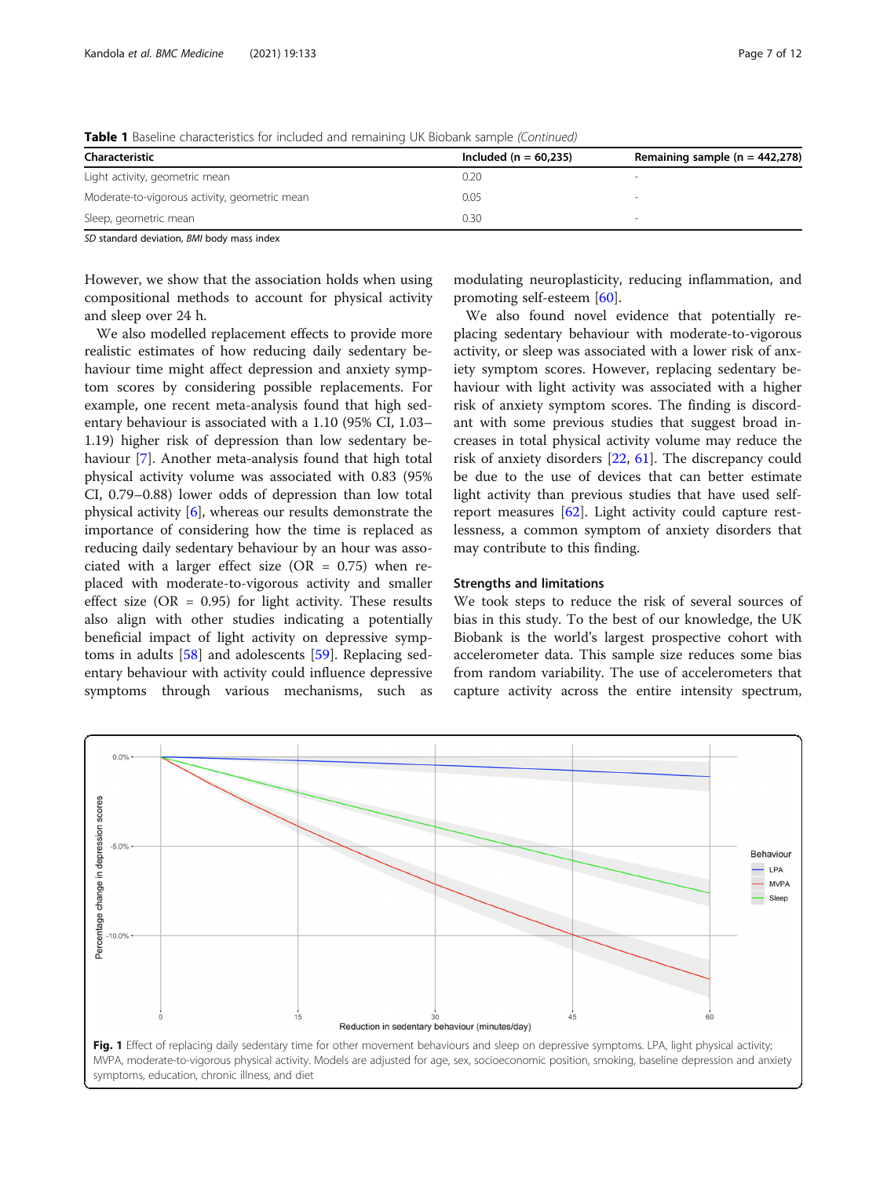**Table 1** Baseline characteristics for included and remaining UK Biobank sample *(Continued)*

| Characteristic | Included (n = 60,235) | Remaining sample (n = 442,278) |
| --- | --- | --- |
| Light activity, geometric mean | 0.20 | - |
| Moderate-to-vigorous activity, geometric mean | 0.05 | - |
| Sleep, geometric mean | 0.30 | - |

*SD* standard deviation, *BMI* body mass index

However, we show that the association holds when using compositional methods to account for physical activity and sleep over 24 h.

We also modelled replacement effects to provide more realistic estimates of how reducing daily sedentary behaviour time might affect depression and anxiety symptom scores by considering possible replacements. For example, one recent meta-analysis found that high sedentary behaviour is associated with a 1.10 (95% CI, 1.03–1.19) higher risk of depression than low sedentary behaviour [7]. Another meta-analysis found that high total physical activity volume was associated with 0.83 (95% CI, 0.79–0.88) lower odds of depression than low total physical activity [6], whereas our results demonstrate the importance of considering how the time is replaced as reducing daily sedentary behaviour by an hour was associated with a larger effect size (OR = 0.75) when replaced with moderate-to-vigorous activity and smaller effect size (OR = 0.95) for light activity. These results also align with other studies indicating a potentially beneficial impact of light activity on depressive symptoms in adults [58] and adolescents [59]. Replacing sedentary behaviour with activity could influence depressive symptoms through various mechanisms, such as modulating neuroplasticity, reducing inflammation, and promoting self-esteem [60].

We also found novel evidence that potentially replacing sedentary behaviour with moderate-to-vigorous activity, or sleep was associated with a lower risk of anxiety symptom scores. However, replacing sedentary behaviour with light activity was associated with a higher risk of anxiety symptom scores. The finding is discordant with some previous studies that suggest broad increases in total physical activity volume may reduce the risk of anxiety disorders [22, 61]. The discrepancy could be due to the use of devices that can better estimate light activity than previous studies that have used self-report measures [62]. Light activity could capture restlessness, a common symptom of anxiety disorders that may contribute to this finding.

### Strengths and limitations

We took steps to reduce the risk of several sources of bias in this study. To the best of our knowledge, the UK Biobank is the world's largest prospective cohort with accelerometer data. This sample size reduces some bias from random variability. The use of accelerometers that capture activity across the entire intensity spectrum,

**Fig. 1** Effect of replacing daily sedentary time for other movement behaviours and sleep on depressive symptoms. LPA, light physical activity; MVPA, moderate-to-vigorous physical activity. Models are adjusted for age, sex, socioeconomic position, smoking, baseline depression and anxiety symptoms, education, chronic illness, and diet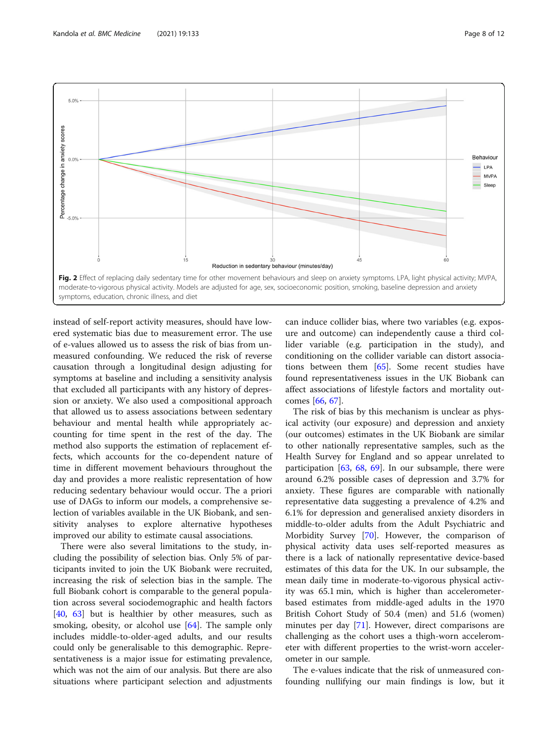Fig. 2 Effect of replacing daily sedentary time for other movement behaviours and sleep on anxiety symptoms. LPA, light physical activity; MVPA, moderate-to-vigorous physical activity. Models are adjusted for age, sex, socioeconomic position, smoking, baseline depression and anxiety symptoms, education, chronic illness, and diet

instead of self-report activity measures, should have lowered systematic bias due to measurement error. The use of e-values allowed us to assess the risk of bias from unmeasured confounding. We reduced the risk of reverse causation through a longitudinal design adjusting for symptoms at baseline and including a sensitivity analysis that excluded all participants with any history of depression or anxiety. We also used a compositional approach that allowed us to assess associations between sedentary behaviour and mental health while appropriately accounting for time spent in the rest of the day. The method also supports the estimation of replacement effects, which accounts for the co-dependent nature of time in different movement behaviours throughout the day and provides a more realistic representation of how reducing sedentary behaviour would occur. The a priori use of DAGs to inform our models, a comprehensive selection of variables available in the UK Biobank, and sensitivity analyses to explore alternative hypotheses improved our ability to estimate causal associations.

There were also several limitations to the study, including the possibility of selection bias. Only 5% of participants invited to join the UK Biobank were recruited, increasing the risk of selection bias in the sample. The full Biobank cohort is comparable to the general population across several sociodemographic and health factors [40, 63] but is healthier by other measures, such as smoking, obesity, or alcohol use [64]. The sample only includes middle-to-older-aged adults, and our results could only be generalisable to this demographic. Representativeness is a major issue for estimating prevalence, which was not the aim of our analysis. But there are also situations where participant selection and adjustments can induce collider bias, where two variables (e.g. exposure and outcome) can independently cause a third collider variable (e.g. participation in the study), and conditioning on the collider variable can distort associations between them [65]. Some recent studies have found representativeness issues in the UK Biobank can affect associations of lifestyle factors and mortality outcomes [66, 67].

The risk of bias by this mechanism is unclear as physical activity (our exposure) and depression and anxiety (our outcomes) estimates in the UK Biobank are similar to other nationally representative samples, such as the Health Survey for England and so appear unrelated to participation [63, 68, 69]. In our subsample, there were around 6.2% possible cases of depression and 3.7% for anxiety. These figures are comparable with nationally representative data suggesting a prevalence of 4.2% and 6.1% for depression and generalised anxiety disorders in middle-to-older adults from the Adult Psychiatric and Morbidity Survey [70]. However, the comparison of physical activity data uses self-reported measures as there is a lack of nationally representative device-based estimates of this data for the UK. In our subsample, the mean daily time in moderate-to-vigorous physical activity was 65.1 min, which is higher than accelerometer-based estimates from middle-aged adults in the 1970 British Cohort Study of 50.4 (men) and 51.6 (women) minutes per day [71]. However, direct comparisons are challenging as the cohort uses a thigh-worn accelerometer with different properties to the wrist-worn accelerometer in our sample.

The e-values indicate that the risk of unmeasured confounding nullifying our main findings is low, but it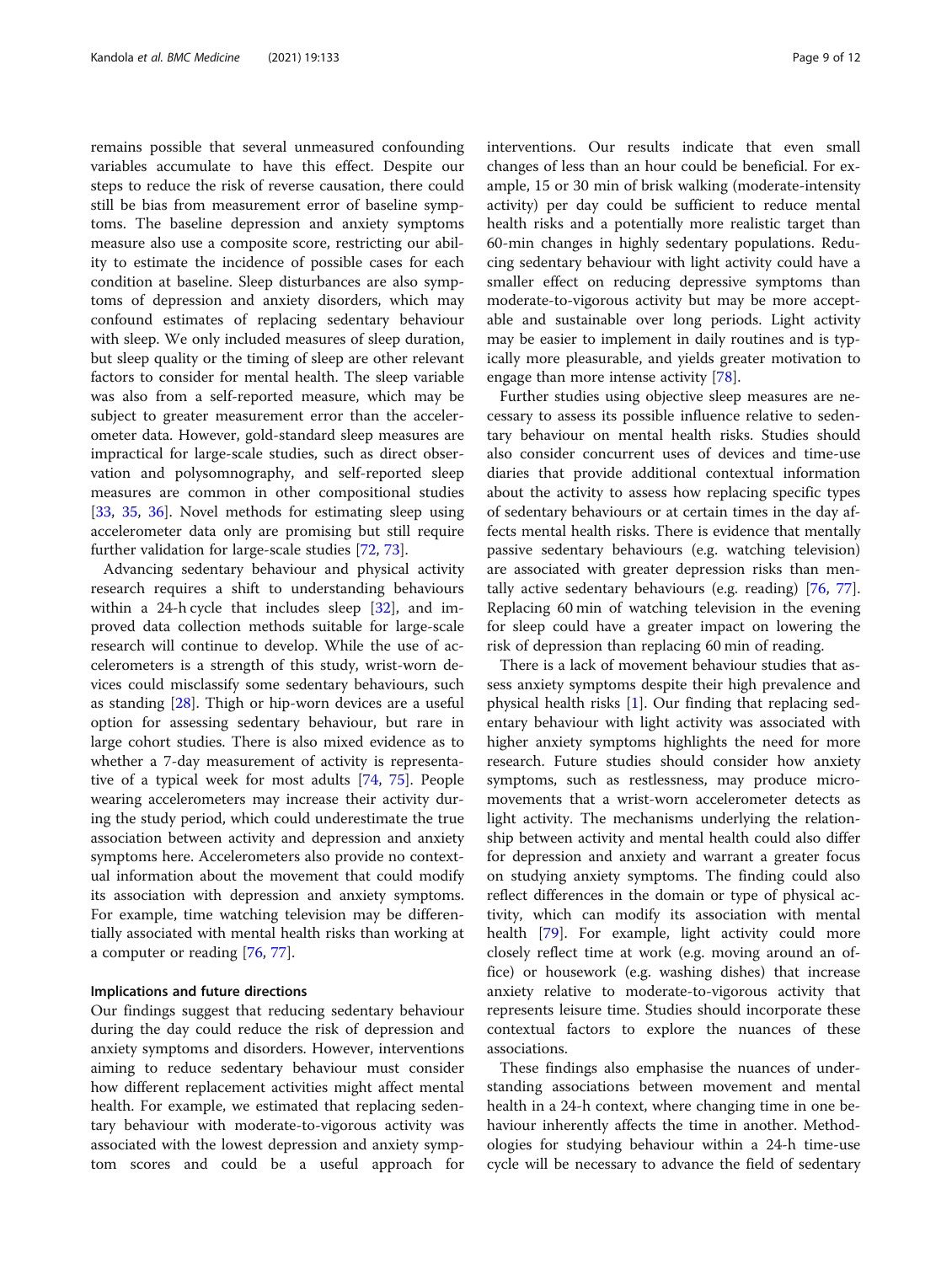remains possible that several unmeasured confounding variables accumulate to have this effect. Despite our steps to reduce the risk of reverse causation, there could still be bias from measurement error of baseline symptoms. The baseline depression and anxiety symptoms measure also use a composite score, restricting our ability to estimate the incidence of possible cases for each condition at baseline. Sleep disturbances are also symptoms of depression and anxiety disorders, which may confound estimates of replacing sedentary behaviour with sleep. We only included measures of sleep duration, but sleep quality or the timing of sleep are other relevant factors to consider for mental health. The sleep variable was also from a self-reported measure, which may be subject to greater measurement error than the accelerometer data. However, gold-standard sleep measures are impractical for large-scale studies, such as direct observation and polysomnography, and self-reported sleep measures are common in other compositional studies [33, 35, 36]. Novel methods for estimating sleep using accelerometer data only are promising but still require further validation for large-scale studies [72, 73].

Advancing sedentary behaviour and physical activity research requires a shift to understanding behaviours within a 24-h cycle that includes sleep [32], and improved data collection methods suitable for large-scale research will continue to develop. While the use of accelerometers is a strength of this study, wrist-worn devices could misclassify some sedentary behaviours, such as standing [28]. Thigh or hip-worn devices are a useful option for assessing sedentary behaviour, but rare in large cohort studies. There is also mixed evidence as to whether a 7-day measurement of activity is representative of a typical week for most adults [74, 75]. People wearing accelerometers may increase their activity during the study period, which could underestimate the true association between activity and depression and anxiety symptoms here. Accelerometers also provide no contextual information about the movement that could modify its association with depression and anxiety symptoms. For example, time watching television may be differentially associated with mental health risks than working at a computer or reading [76, 77].

## Implications and future directions

Our findings suggest that reducing sedentary behaviour during the day could reduce the risk of depression and anxiety symptoms and disorders. However, interventions aiming to reduce sedentary behaviour must consider how different replacement activities might affect mental health. For example, we estimated that replacing sedentary behaviour with moderate-to-vigorous activity was associated with the lowest depression and anxiety symptom scores and could be a useful approach for interventions. Our results indicate that even small changes of less than an hour could be beneficial. For example, 15 or 30 min of brisk walking (moderate-intensity activity) per day could be sufficient to reduce mental health risks and a potentially more realistic target than 60-min changes in highly sedentary populations. Reducing sedentary behaviour with light activity could have a smaller effect on reducing depressive symptoms than moderate-to-vigorous activity but may be more acceptable and sustainable over long periods. Light activity may be easier to implement in daily routines and is typically more pleasurable, and yields greater motivation to engage than more intense activity [78].

Further studies using objective sleep measures are necessary to assess its possible influence relative to sedentary behaviour on mental health risks. Studies should also consider concurrent uses of devices and time-use diaries that provide additional contextual information about the activity to assess how replacing specific types of sedentary behaviours or at certain times in the day affects mental health risks. There is evidence that mentally passive sedentary behaviours (e.g. watching television) are associated with greater depression risks than mentally active sedentary behaviours (e.g. reading) [76, 77]. Replacing 60 min of watching television in the evening for sleep could have a greater impact on lowering the risk of depression than replacing 60 min of reading.

There is a lack of movement behaviour studies that assess anxiety symptoms despite their high prevalence and physical health risks [1]. Our finding that replacing sedentary behaviour with light activity was associated with higher anxiety symptoms highlights the need for more research. Future studies should consider how anxiety symptoms, such as restlessness, may produce micro-movements that a wrist-worn accelerometer detects as light activity. The mechanisms underlying the relationship between activity and mental health could also differ for depression and anxiety and warrant a greater focus on studying anxiety symptoms. The finding could also reflect differences in the domain or type of physical activity, which can modify its association with mental health [79]. For example, light activity could more closely reflect time at work (e.g. moving around an office) or housework (e.g. washing dishes) that increase anxiety relative to moderate-to-vigorous activity that represents leisure time. Studies should incorporate these contextual factors to explore the nuances of these associations.

These findings also emphasise the nuances of understanding associations between movement and mental health in a 24-h context, where changing time in one behaviour inherently affects the time in another. Methodologies for studying behaviour within a 24-h time-use cycle will be necessary to advance the field of sedentary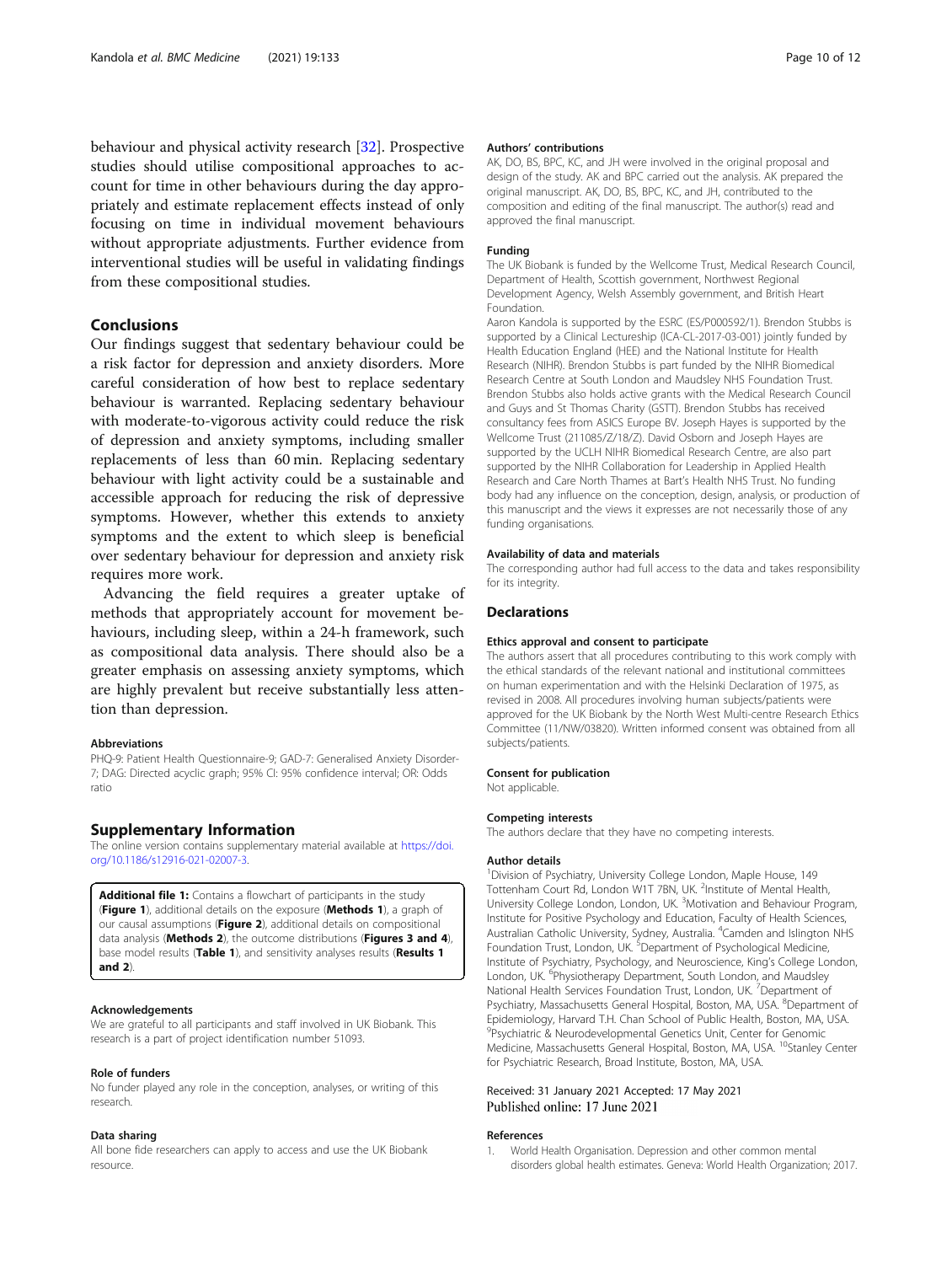behaviour and physical activity research [32]. Prospective studies should utilise compositional approaches to account for time in other behaviours during the day appropriately and estimate replacement effects instead of only focusing on time in individual movement behaviours without appropriate adjustments. Further evidence from interventional studies will be useful in validating findings from these compositional studies.

## Conclusions

Our findings suggest that sedentary behaviour could be a risk factor for depression and anxiety disorders. More careful consideration of how best to replace sedentary behaviour is warranted. Replacing sedentary behaviour with moderate-to-vigorous activity could reduce the risk of depression and anxiety symptoms, including smaller replacements of less than 60 min. Replacing sedentary behaviour with light activity could be a sustainable and accessible approach for reducing the risk of depressive symptoms. However, whether this extends to anxiety symptoms and the extent to which sleep is beneficial over sedentary behaviour for depression and anxiety risk requires more work.

Advancing the field requires a greater uptake of methods that appropriately account for movement behaviours, including sleep, within a 24-h framework, such as compositional data analysis. There should also be a greater emphasis on assessing anxiety symptoms, which are highly prevalent but receive substantially less attention than depression.

#### Abbreviations

PHQ-9: Patient Health Questionnaire-9; GAD-7: Generalised Anxiety Disorder-7; DAG: Directed acyclic graph; 95% CI: 95% confidence interval; OR: Odds ratio

## Supplementary Information

The online version contains supplementary material available at https://doi.org/10.1186/s12916-021-02007-3.

**Additional file 1:** Contains a flowchart of participants in the study (**Figure 1**), additional details on the exposure (**Methods 1**), a graph of our causal assumptions (**Figure 2**), additional details on compositional data analysis (**Methods 2**), the outcome distributions (**Figures 3 and 4**), base model results (**Table 1**), and sensitivity analyses results (**Results 1 and 2**).

#### Acknowledgements

We are grateful to all participants and staff involved in UK Biobank. This research is a part of project identification number 51093.

#### Role of funders

No funder played any role in the conception, analyses, or writing of this research.

#### Data sharing

All bone fide researchers can apply to access and use the UK Biobank resource.

#### Authors' contributions

AK, DO, BS, BPC, KC, and JH were involved in the original proposal and design of the study. AK and BPC carried out the analysis. AK prepared the original manuscript. AK, DO, BS, BPC, KC, and JH, contributed to the composition and editing of the final manuscript. The author(s) read and approved the final manuscript.

#### Funding

The UK Biobank is funded by the Wellcome Trust, Medical Research Council, Department of Health, Scottish government, Northwest Regional Development Agency, Welsh Assembly government, and British Heart Foundation.

Aaron Kandola is supported by the ESRC (ES/P000592/1). Brendon Stubbs is supported by a Clinical Lectureship (ICA-CL-2017-03-001) jointly funded by Health Education England (HEE) and the National Institute for Health Research (NIHR). Brendon Stubbs is part funded by the NIHR Biomedical Research Centre at South London and Maudsley NHS Foundation Trust. Brendon Stubbs also holds active grants with the Medical Research Council and Guys and St Thomas Charity (GSTT). Brendon Stubbs has received consultancy fees from ASICS Europe BV. Joseph Hayes is supported by the Wellcome Trust (211085/Z/18/Z). David Osborn and Joseph Hayes are supported by the UCLH NIHR Biomedical Research Centre, are also part supported by the NIHR Collaboration for Leadership in Applied Health Research and Care North Thames at Bart's Health NHS Trust. No funding body had any influence on the conception, design, analysis, or production of this manuscript and the views it expresses are not necessarily those of any funding organisations.

#### Availability of data and materials

The corresponding author had full access to the data and takes responsibility for its integrity.

## Declarations

#### Ethics approval and consent to participate

The authors assert that all procedures contributing to this work comply with the ethical standards of the relevant national and institutional committees on human experimentation and with the Helsinki Declaration of 1975, as revised in 2008. All procedures involving human subjects/patients were approved for the UK Biobank by the North West Multi-centre Research Ethics Committee (11/NW/03820). Written informed consent was obtained from all subjects/patients.

#### Consent for publication

Not applicable.

#### Competing interests

The authors declare that they have no competing interests.

#### Author details

[1]Division of Psychiatry, University College London, Maple House, 149 Tottenham Court Rd, London W1T 7BN, UK. [2]Institute of Mental Health, University College London, London, UK. [3]Motivation and Behaviour Program, Institute for Positive Psychology and Education, Faculty of Health Sciences, Australian Catholic University, Sydney, Australia. [4]Camden and Islington NHS Foundation Trust, London, UK. [5]Department of Psychological Medicine, Institute of Psychiatry, Psychology, and Neuroscience, King's College London, London, UK. [6]Physiotherapy Department, South London, and Maudsley National Health Services Foundation Trust, London, UK. [7]Department of Psychiatry, Massachusetts General Hospital, Boston, MA, USA. [8]Department of Epidemiology, Harvard T.H. Chan School of Public Health, Boston, MA, USA. [9]Psychiatric & Neurodevelopmental Genetics Unit, Center for Genomic Medicine, Massachusetts General Hospital, Boston, MA, USA. [10]Stanley Center for Psychiatric Research, Broad Institute, Boston, MA, USA.

Received: 31 January 2021 Accepted: 17 May 2021
Published online: 17 June 2021

#### References

1. World Health Organisation. Depression and other common mental disorders global health estimates. Geneva: World Health Organization; 2017.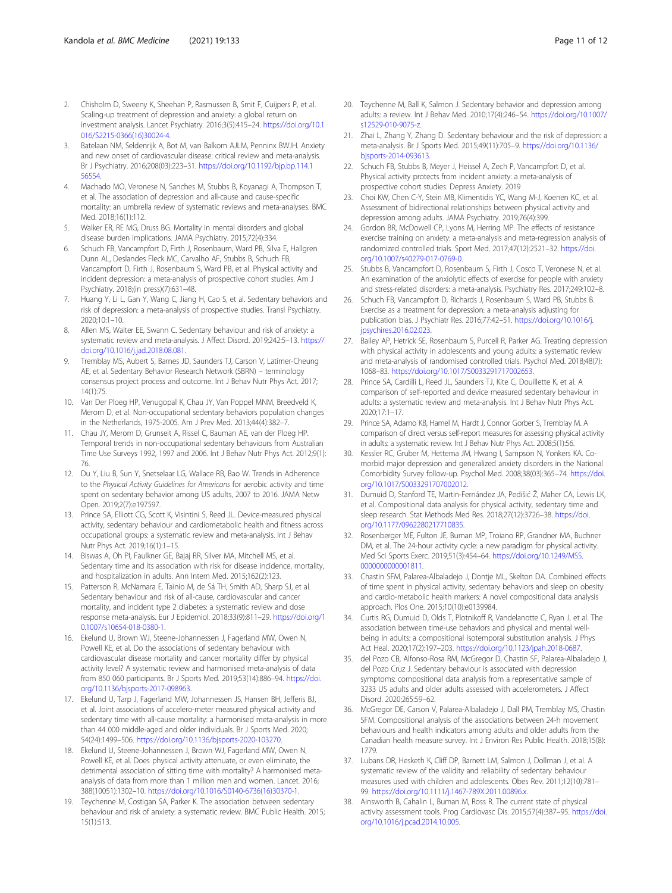2. Chisholm D, Sweeny K, Sheehan P, Rasmussen B, Smit F, Cuijpers P, et al. Scaling-up treatment of depression and anxiety: a global return on investment analysis. Lancet Psychiatry. 2016;3(5):415–24. https://doi.org/10.1016/S2215-0366(16)30024-4.
3. Batelaan NM, Seldenrijk A, Bot M, van Balkom AJLM, Penninx BWJH. Anxiety and new onset of cardiovascular disease: critical review and meta-analysis. Br J Psychiatry. 2016;208(03):223–31. https://doi.org/10.1192/bjp.bp.114.156554.
4. Machado MO, Veronese N, Sanches M, Stubbs B, Koyanagi A, Thompson T, et al. The association of depression and all-cause and cause-specific mortality: an umbrella review of systematic reviews and meta-analyses. BMC Med. 2018;16(1):112.
5. Walker ER, RE MG, Druss BG. Mortality in mental disorders and global disease burden implications. JAMA Psychiatry. 2015;72(4):334.
6. Schuch FB, Vancampfort D, Firth J, Rosenbaum, Ward PB, Silva E, Hallgren Dunn AL, Deslandes Fleck MC, Carvalho AF, Stubbs B, Schuch FB, Vancampfort D, Firth J, Rosenbaum S, Ward PB, et al. Physical activity and incident depression: a meta-analysis of prospective cohort studies. Am J Psychiatry. 2018;(in press)(7):631–48.
7. Huang Y, Li L, Gan Y, Wang C, Jiang H, Cao S, et al. Sedentary behaviors and risk of depression: a meta-analysis of prospective studies. Transl Psychiatry. 2020;10:1–10.
8. Allen MS, Walter EE, Swann C. Sedentary behaviour and risk of anxiety: a systematic review and meta-analysis. J Affect Disord. 2019;242:5–13. https://doi.org/10.1016/j.jad.2018.08.081.
9. Tremblay MS, Aubert S, Barnes JD, Saunders TJ, Carson V, Latimer-Cheung AE, et al. Sedentary Behavior Research Network (SBRN) – terminology consensus project process and outcome. Int J Behav Nutr Phys Act. 2017;14(1):75.
10. Van Der Ploeg HP, Venugopal K, Chau JY, Van Poppel MNM, Breedveld K, Merom D, et al. Non-occupational sedentary behaviors population changes in the Netherlands, 1975-2005. Am J Prev Med. 2013;44(4):382–7.
11. Chau JY, Merom D, Grunseit A, Rissel C, Bauman AE, van der Ploeg HP. Temporal trends in non-occupational sedentary behaviours from Australian Time Use Surveys 1992, 1997 and 2006. Int J Behav Nutr Phys Act. 2012;9(1):76.
12. Du Y, Liu B, Sun Y, Snetselaar LG, Wallace RB, Bao W. Trends in Adherence to the *Physical Activity Guidelines for Americans* for aerobic activity and time spent on sedentary behavior among US adults, 2007 to 2016. JAMA Netw Open. 2019;2(7):e197597.
13. Prince SA, Elliott CG, Scott K, Visintini S, Reed JL. Device-measured physical activity, sedentary behaviour and cardiometabolic health and fitness across occupational groups: a systematic review and meta-analysis. Int J Behav Nutr Phys Act. 2019;16(1):1–15.
14. Biswas A, Oh PI, Faulkner GE, Bajaj RR, Silver MA, Mitchell MS, et al. Sedentary time and its association with risk for disease incidence, mortality, and hospitalization in adults. Ann Intern Med. 2015;162(2):123.
15. Patterson R, McNamara E, Tainio M, de Sá TH, Smith AD, Sharp SJ, et al. Sedentary behaviour and risk of all-cause, cardiovascular and cancer mortality, and incident type 2 diabetes: a systematic review and dose response meta-analysis. Eur J Epidemiol. 2018;33(9):811–29. https://doi.org/10.1007/s10654-018-0380-1.
16. Ekelund U, Brown WJ, Steene-Johannessen J, Fagerland MW, Owen N, Powell KE, et al. Do the associations of sedentary behaviour with cardiovascular disease mortality and cancer mortality differ by physical activity level? A systematic review and harmonised meta-analysis of data from 850 060 participants. Br J Sports Med. 2019;53(14):886–94. https://doi.org/10.1136/bjsports-2017-098963.
17. Ekelund U, Tarp J, Fagerland MW, Johannessen JS, Hansen BH, Jefferis BJ, et al. Joint associations of accelero-meter measured physical activity and sedentary time with all-cause mortality: a harmonised meta-analysis in more than 44 000 middle-aged and older individuals. Br J Sports Med. 2020;54(24):1499–506. https://doi.org/10.1136/bjsports-2020-103270.
18. Ekelund U, Steene-Johannessen J, Brown WJ, Fagerland MW, Owen N, Powell KE, et al. Does physical activity attenuate, or even eliminate, the detrimental association of sitting time with mortality? A harmonised meta-analysis of data from more than 1 million men and women. Lancet. 2016;388(10051):1302–10. https://doi.org/10.1016/S0140-6736(16)30370-1.
19. Teychenne M, Costigan SA, Parker K. The association between sedentary behaviour and risk of anxiety: a systematic review. BMC Public Health. 2015;15(1):513.
20. Teychenne M, Ball K, Salmon J. Sedentary behavior and depression among adults: a review. Int J Behav Med. 2010;17(4):246–54. https://doi.org/10.1007/s12529-010-9075-z.
21. Zhai L, Zhang Y, Zhang D. Sedentary behaviour and the risk of depression: a meta-analysis. Br J Sports Med. 2015;49(11):705–9. https://doi.org/10.1136/bjsports-2014-093613.
22. Schuch FB, Stubbs B, Meyer J, Heissel A, Zech P, Vancampfort D, et al. Physical activity protects from incident anxiety: a meta-analysis of prospective cohort studies. Depress Anxiety. 2019
23. Choi KW, Chen C-Y, Stein MB, Klimentidis YC, Wang M-J, Koenen KC, et al. Assessment of bidirectional relationships between physical activity and depression among adults. JAMA Psychiatry. 2019;76(4):399.
24. Gordon BR, McDowell CP, Lyons M, Herring MP. The effects of resistance exercise training on anxiety: a meta-analysis and meta-regression analysis of randomized controlled trials. Sport Med. 2017;47(12):2521–32. https://doi.org/10.1007/s40279-017-0769-0.
25. Stubbs B, Vancampfort D, Rosenbaum S, Firth J, Cosco T, Veronese N, et al. An examination of the anxiolytic effects of exercise for people with anxiety and stress-related disorders: a meta-analysis. Psychiatry Res. 2017;249:102–8.
26. Schuch FB, Vancampfort D, Richards J, Rosenbaum S, Ward PB, Stubbs B. Exercise as a treatment for depression: a meta-analysis adjusting for publication bias. J Psychiatr Res. 2016;77:42–51. https://doi.org/10.1016/j.jpsychires.2016.02.023.
27. Bailey AP, Hetrick SE, Rosenbaum S, Purcell R, Parker AG. Treating depression with physical activity in adolescents and young adults: a systematic review and meta-analysis of randomised controlled trials. Psychol Med. 2018;48(7):1068–83. https://doi.org/10.1017/S0033291717002653.
28. Prince SA, Cardilli L, Reed JL, Saunders TJ, Kite C, Douillette K, et al. A comparison of self-reported and device measured sedentary behaviour in adults: a systematic review and meta-analysis. Int J Behav Nutr Phys Act. 2020;17:1–17.
29. Prince SA, Adamo KB, Hamel M, Hardt J, Connor Gorber S, Tremblay M. A comparison of direct versus self-report measures for assessing physical activity in adults: a systematic review. Int J Behav Nutr Phys Act. 2008;5(1):56.
30. Kessler RC, Gruber M, Hettema JM, Hwang I, Sampson N, Yonkers KA. Co-morbid major depression and generalized anxiety disorders in the National Comorbidity Survey follow-up. Psychol Med. 2008;38(03):365–74. https://doi.org/10.1017/S0033291707002012.
31. Dumuid D, Stanford TE, Martin-Fernández JA, Pedišić Ž, Maher CA, Lewis LK, et al. Compositional data analysis for physical activity, sedentary time and sleep research. Stat Methods Med Res. 2018;27(12):3726–38. https://doi.org/10.1177/0962280217710835.
32. Rosenberger ME, Fulton JE, Buman MP, Troiano RP, Grandner MA, Buchner DM, et al. The 24-hour activity cycle: a new paradigm for physical activity. Med Sci Sports Exerc. 2019;51(3):454–64. https://doi.org/10.1249/MSS.0000000000001811.
33. Chastin SFM, Palarea-Albaladejo J, Dontje ML, Skelton DA. Combined effects of time spent in physical activity, sedentary behaviors and sleep on obesity and cardio-metabolic health markers: A novel compositional data analysis approach. Plos One. 2015;10(10):e0139984.
34. Curtis RG, Dumuid D, Olds T, Plotnikoff R, Vandelanotte C, Ryan J, et al. The association between time-use behaviors and physical and mental well-being in adults: a compositional isotemporal substitution analysis. J Phys Act Heal. 2020;17(2):197–203. https://doi.org/10.1123/jpah.2018-0687.
35. del Pozo CB, Alfonso-Rosa RM, McGregor D, Chastin SF, Palarea-Albaladejo J, del Pozo Cruz J. Sedentary behaviour is associated with depression symptoms: compositional data analysis from a representative sample of 3233 US adults and older adults assessed with accelerometers. J Affect Disord. 2020;265:59–62.
36. McGregor DE, Carson V, Palarea-Albaladejo J, Dall PM, Tremblay MS, Chastin SFM. Compositional analysis of the associations between 24-h movement behaviours and health indicators among adults and older adults from the Canadian health measure survey. Int J Environ Res Public Health. 2018;15(8):1779.
37. Lubans DR, Hesketh K, Cliff DP, Barnett LM, Salmon J, Dollman J, et al. A systematic review of the validity and reliability of sedentary behaviour measures used with children and adolescents. Obes Rev. 2011;12(10):781–99. https://doi.org/10.1111/j.1467-789X.2011.00896.x.
38. Ainsworth B, Cahalin L, Buman M, Ross R. The current state of physical activity assessment tools. Prog Cardiovasc Dis. 2015;57(4):387–95. https://doi.org/10.1016/j.pcad.2014.10.005.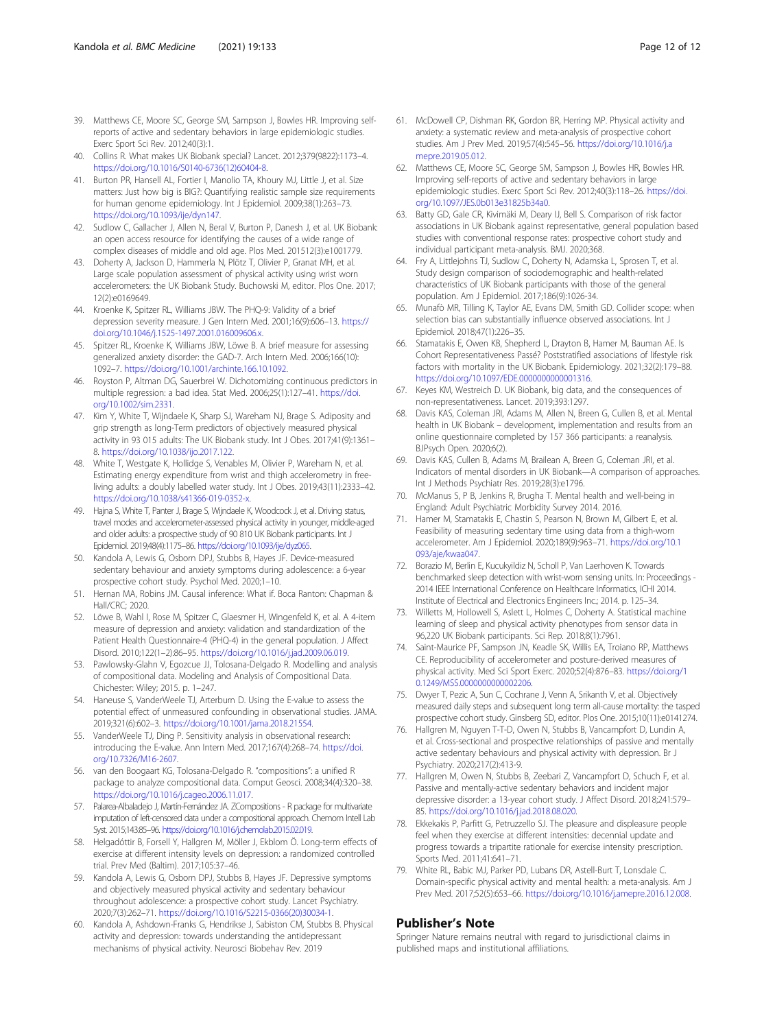39. Matthews CE, Moore SC, George SM, Sampson J, Bowles HR. Improving self-reports of active and sedentary behaviors in large epidemiologic studies. Exerc Sport Sci Rev. 2012;40(3):1.
40. Collins R. What makes UK Biobank special? Lancet. 2012;379(9822):1173–4. https://doi.org/10.1016/S0140-6736(12)60404-8.
41. Burton PR, Hansell AL, Fortier I, Manolio TA, Khoury MJ, Little J, et al. Size matters: Just how big is BIG?: Quantifying realistic sample size requirements for human genome epidemiology. Int J Epidemiol. 2009;38(1):263–73. https://doi.org/10.1093/ije/dyn147.
42. Sudlow C, Gallacher J, Allen N, Beral V, Burton P, Danesh J, et al. UK Biobank: an open access resource for identifying the causes of a wide range of complex diseases of middle and old age. Plos Med. 201512(3):e1001779.
43. Doherty A, Jackson D, Hammerla N, Plötz T, Olivier P, Granat MH, et al. Large scale population assessment of physical activity using wrist worn accelerometers: the UK Biobank Study. Buchowski M, editor. Plos One. 2017; 12(2):e0169649.
44. Kroenke K, Spitzer RL, Williams JBW. The PHQ-9: Validity of a brief depression severity measure. J Gen Intern Med. 2001;16(9):606–13. https://doi.org/10.1046/j.1525-1497.2001.016009606.x.
45. Spitzer RL, Kroenke K, Williams JBW, Löwe B. A brief measure for assessing generalized anxiety disorder: the GAD-7. Arch Intern Med. 2006;166(10): 1092–7. https://doi.org/10.1001/archinte.166.10.1092.
46. Royston P, Altman DG, Sauerbrei W. Dichotomizing continuous predictors in multiple regression: a bad idea. Stat Med. 2006;25(1):127–41. https://doi.org/10.1002/sim.2331.
47. Kim Y, White T, Wijndaele K, Sharp SJ, Wareham NJ, Brage S. Adiposity and grip strength as long-Term predictors of objectively measured physical activity in 93 015 adults: The UK Biobank study. Int J Obes. 2017;41(9):1361–8. https://doi.org/10.1038/ijo.2017.122.
48. White T, Westgate K, Hollidge S, Venables M, Olivier P, Wareham N, et al. Estimating energy expenditure from wrist and thigh accelerometry in free-living adults: a doubly labelled water study. Int J Obes. 2019;43(11):2333–42. https://doi.org/10.1038/s41366-019-0352-x.
49. Hajna S, White T, Panter J, Brage S, Wijndaele K, Woodcock J, et al. Driving status, travel modes and accelerometer-assessed physical activity in younger, middle-aged and older adults: a prospective study of 90 810 UK Biobank participants. Int J Epidemiol. 2019;48(4):1175–86. https://doi.org/10.1093/ije/dyz065.
50. Kandola A, Lewis G, Osborn DPJ, Stubbs B, Hayes JF. Device-measured sedentary behaviour and anxiety symptoms during adolescence: a 6-year prospective cohort study. Psychol Med. 2020;1–10.
51. Hernan MA, Robins JM. Causal inference: What if. Boca Ranton: Chapman & Hall/CRC; 2020.
52. Löwe B, Wahl I, Rose M, Spitzer C, Glaesmer H, Wingenfeld K, et al. A 4-item measure of depression and anxiety: validation and standardization of the Patient Health Questionnaire-4 (PHQ-4) in the general population. J Affect Disord. 2010;122(1–2):86–95. https://doi.org/10.1016/j.jad.2009.06.019.
53. Pawlowsky-Glahn V, Egozcue JJ, Tolosana-Delgado R. Modelling and analysis of compositional data. Modeling and Analysis of Compositional Data. Chichester: Wiley; 2015. p. 1–247.
54. Haneuse S, VanderWeele TJ, Arterburn D. Using the E-value to assess the potential effect of unmeasured confounding in observational studies. JAMA. 2019;321(6):602–3. https://doi.org/10.1001/jama.2018.21554.
55. VanderWeele TJ, Ding P. Sensitivity analysis in observational research: introducing the E-value. Ann Intern Med. 2017;167(4):268–74. https://doi.org/10.7326/M16-2607.
56. van den Boogaart KG, Tolosana-Delgado R. "compositions": a unified R package to analyze compositional data. Comput Geosci. 2008;34(4):320–38. https://doi.org/10.1016/j.cageo.2006.11.017.
57. Palarea-Albaladejo J, Martín-Fernández JA. ZCompositions - R package for multivariate imputation of left-censored data under a compositional approach. Chemom Intell Lab Syst. 2015;143:85–96. https://doi.org/10.1016/j.chemolab.2015.02.019.
58. Helgadóttir B, Forsell Y, Hallgren M, Möller J, Ekblom Ö. Long-term effects of exercise at different intensity levels on depression: a randomized controlled trial. Prev Med (Baltim). 2017;105:37–46.
59. Kandola A, Lewis G, Osborn DPJ, Stubbs B, Hayes JF. Depressive symptoms and objectively measured physical activity and sedentary behaviour throughout adolescence: a prospective cohort study. Lancet Psychiatry. 2020;7(3):262–71. https://doi.org/10.1016/S2215-0366(20)30034-1.
60. Kandola A, Ashdown-Franks G, Hendrikse J, Sabiston CM, Stubbs B. Physical activity and depression: towards understanding the antidepressant mechanisms of physical activity. Neurosci Biobehav Rev. 2019
61. McDowell CP, Dishman RK, Gordon BR, Herring MP. Physical activity and anxiety: a systematic review and meta-analysis of prospective cohort studies. Am J Prev Med. 2019;57(4):545–56. https://doi.org/10.1016/j.amepre.2019.05.012.
62. Matthews CE, Moore SC, George SM, Sampson J, Bowles HR, Bowles HR. Improving self-reports of active and sedentary behaviors in large epidemiologic studies. Exerc Sport Sci Rev. 2012;40(3):118–26. https://doi.org/10.1097/JES.0b013e31825b34a0.
63. Batty GD, Gale CR, Kivimäki M, Deary IJ, Bell S. Comparison of risk factor associations in UK Biobank against representative, general population based studies with conventional response rates: prospective cohort study and individual participant meta-analysis. BMJ. 2020;368.
64. Fry A, Littlejohns TJ, Sudlow C, Doherty N, Adamska L, Sprosen T, et al. Study design comparison of sociodemographic and health-related characteristics of UK Biobank participants with those of the general population. Am J Epidemiol. 2017;186(9):1026-34.
65. Munafò MR, Tilling K, Taylor AE, Evans DM, Smith GD. Collider scope: when selection bias can substantially influence observed associations. Int J Epidemiol. 2018;47(1):226–35.
66. Stamatakis E, Owen KB, Shepherd L, Drayton B, Hamer M, Bauman AE. Is Cohort Representativeness Passé? Poststratified associations of lifestyle risk factors with mortality in the UK Biobank. Epidemiology. 2021;32(2):179–88. https://doi.org/10.1097/EDE.0000000000001316.
67. Keyes KM, Westreich D. UK Biobank, big data, and the consequences of non-representativeness. Lancet. 2019;393:1297.
68. Davis KAS, Coleman JRI, Adams M, Allen N, Breen G, Cullen B, et al. Mental health in UK Biobank – development, implementation and results from an online questionnaire completed by 157 366 participants: a reanalysis. BJPsych Open. 2020;6(2).
69. Davis KAS, Cullen B, Adams M, Brailean A, Breen G, Coleman JRI, et al. Indicators of mental disorders in UK Biobank—A comparison of approaches. Int J Methods Psychiatr Res. 2019;28(3):e1796.
70. McManus S, P B, Jenkins R, Brugha T. Mental health and well-being in England: Adult Psychiatric Morbidity Survey 2014. 2016.
71. Hamer M, Stamatakis E, Chastin S, Pearson N, Brown M, Gilbert E, et al. Feasibility of measuring sedentary time using data from a thigh-worn accelerometer. Am J Epidemiol. 2020;189(9):963–71. https://doi.org/10.1093/aje/kwaa047.
72. Borazio M, Berlin E, Kucukyildiz N, Scholl P, Van Laerhoven K. Towards benchmarked sleep detection with wrist-worn sensing units. In: Proceedings - 2014 IEEE International Conference on Healthcare Informatics, ICHI 2014. Institute of Electrical and Electronics Engineers Inc.; 2014. p. 125–34.
73. Willetts M, Hollowell S, Aslett L, Holmes C, Doherty A. Statistical machine learning of sleep and physical activity phenotypes from sensor data in 96,220 UK Biobank participants. Sci Rep. 2018;8(1):7961.
74. Saint-Maurice PF, Sampson JN, Keadle SK, Willis EA, Troiano RP, Matthews CE. Reproducibility of accelerometer and posture-derived measures of physical activity. Med Sci Sport Exerc. 2020;52(4):876–83. https://doi.org/10.1249/MSS.0000000000002206.
75. Dwyer T, Pezic A, Sun C, Cochrane J, Venn A, Srikanth V, et al. Objectively measured daily steps and subsequent long term all-cause mortality: the tasped prospective cohort study. Ginsberg SD, editor. Plos One. 2015;10(11):e0141274.
76. Hallgren M, Nguyen T-T-D, Owen N, Stubbs B, Vancampfort D, Lundin A, et al. Cross-sectional and prospective relationships of passive and mentally active sedentary behaviours and physical activity with depression. Br J Psychiatry. 2020;217(2):413-9.
77. Hallgren M, Owen N, Stubbs B, Zeebari Z, Vancampfort D, Schuch F, et al. Passive and mentally-active sedentary behaviors and incident major depressive disorder: a 13-year cohort study. J Affect Disord. 2018;241:579–85. https://doi.org/10.1016/j.jad.2018.08.020.
78. Ekkekakis P, Parfitt G, Petruzzello SJ. The pleasure and displeasure people feel when they exercise at different intensities: decennial update and progress towards a tripartite rationale for exercise intensity prescription. Sports Med. 2011;41:641–71.
79. White RL, Babic MJ, Parker PD, Lubans DR, Astell-Burt T, Lonsdale C. Domain-specific physical activity and mental health: a meta-analysis. Am J Prev Med. 2017;52(5):653–66. https://doi.org/10.1016/j.amepre.2016.12.008.

## Publisher's Note

Springer Nature remains neutral with regard to jurisdictional claims in published maps and institutional affiliations.